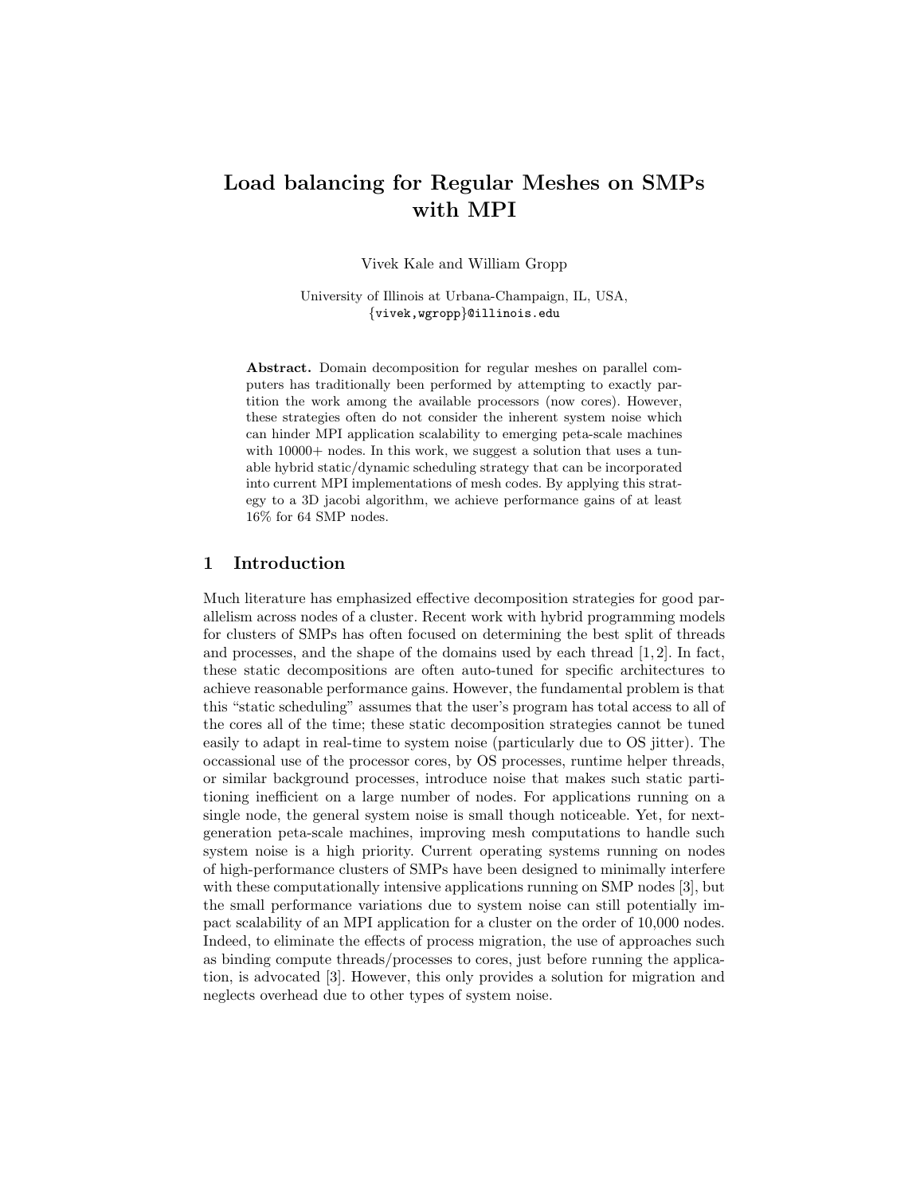# Load balancing for Regular Meshes on SMPs with MPI

Vivek Kale and William Gropp

University of Illinois at Urbana-Champaign, IL, USA,
{vivek,wgropp}@illinois.edu

**Abstract.** Domain decomposition for regular meshes on parallel computers has traditionally been performed by attempting to exactly partition the work among the available processors (now cores). However, these strategies often do not consider the inherent system noise which can hinder MPI application scalability to emerging peta-scale machines with 10000+ nodes. In this work, we suggest a solution that uses a tunable hybrid static/dynamic scheduling strategy that can be incorporated into current MPI implementations of mesh codes. By applying this strategy to a 3D jacobi algorithm, we achieve performance gains of at least 16% for 64 SMP nodes.

## 1 Introduction

Much literature has emphasized effective decomposition strategies for good parallelism across nodes of a cluster. Recent work with hybrid programming models for clusters of SMPs has often focused on determining the best split of threads and processes, and the shape of the domains used by each thread [1, 2]. In fact, these static decompositions are often auto-tuned for specific architectures to achieve reasonable performance gains. However, the fundamental problem is that this "static scheduling" assumes that the user's program has total access to all of the cores all of the time; these static decomposition strategies cannot be tuned easily to adapt in real-time to system noise (particularly due to OS jitter). The occassional use of the processor cores, by OS processes, runtime helper threads, or similar background processes, introduce noise that makes such static partitioning inefficient on a large number of nodes. For applications running on a single node, the general system noise is small though noticeable. Yet, for next-generation peta-scale machines, improving mesh computations to handle such system noise is a high priority. Current operating systems running on nodes of high-performance clusters of SMPs have been designed to minimally interfere with these computationally intensive applications running on SMP nodes [3], but the small performance variations due to system noise can still potentially impact scalability of an MPI application for a cluster on the order of 10,000 nodes. Indeed, to eliminate the effects of process migration, the use of approaches such as binding compute threads/processes to cores, just before running the application, is advocated [3]. However, this only provides a solution for migration and neglects overhead due to other types of system noise.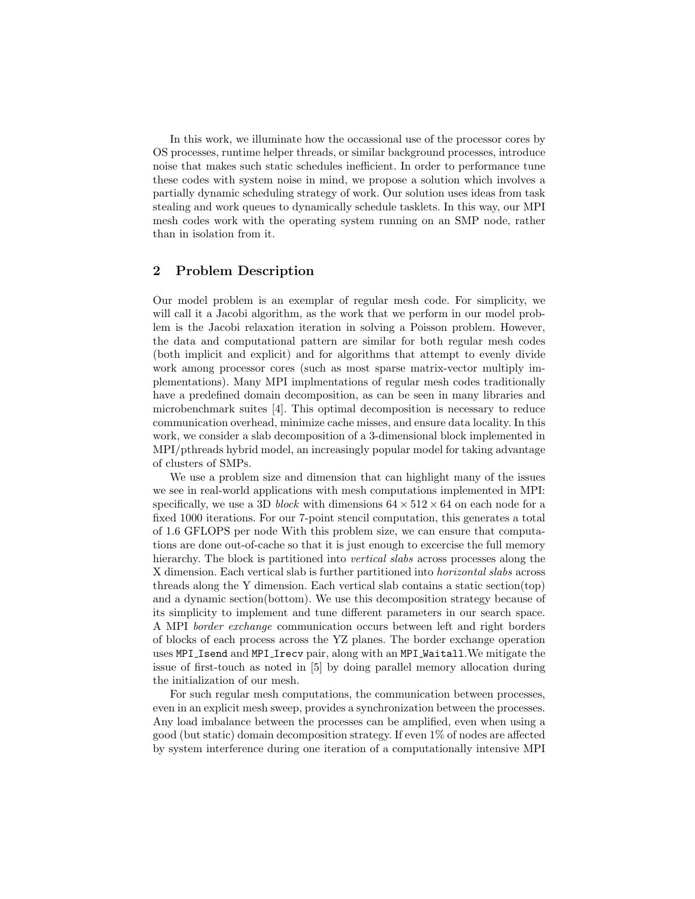In this work, we illuminate how the occassional use of the processor cores by OS processes, runtime helper threads, or similar background processes, introduce noise that makes such static schedules inefficient. In order to performance tune these codes with system noise in mind, we propose a solution which involves a partially dynamic scheduling strategy of work. Our solution uses ideas from task stealing and work queues to dynamically schedule tasklets. In this way, our MPI mesh codes work with the operating system running on an SMP node, rather than in isolation from it.

## 2 Problem Description

Our model problem is an exemplar of regular mesh code. For simplicity, we will call it a Jacobi algorithm, as the work that we perform in our model problem is the Jacobi relaxation iteration in solving a Poisson problem. However, the data and computational pattern are similar for both regular mesh codes (both implicit and explicit) and for algorithms that attempt to evenly divide work among processor cores (such as most sparse matrix-vector multiply implementations). Many MPI implmentations of regular mesh codes traditionally have a predefined domain decomposition, as can be seen in many libraries and microbenchmark suites [4]. This optimal decomposition is necessary to reduce communication overhead, minimize cache misses, and ensure data locality. In this work, we consider a slab decomposition of a 3-dimensional block implemented in MPI/pthreads hybrid model, an increasingly popular model for taking advantage of clusters of SMPs.

We use a problem size and dimension that can highlight many of the issues we see in real-world applications with mesh computations implemented in MPI: specifically, we use a 3D *block* with dimensions $64 \times 512 \times 64$ on each node for a fixed 1000 iterations. For our 7-point stencil computation, this generates a total of 1.6 GFLOPS per node With this problem size, we can ensure that computations are done out-of-cache so that it is just enough to excercise the full memory hierarchy. The block is partitioned into *vertical slabs* across processes along the X dimension. Each vertical slab is further partitioned into *horizontal slabs* across threads along the Y dimension. Each vertical slab contains a static section(top) and a dynamic section(bottom). We use this decomposition strategy because of its simplicity to implement and tune different parameters in our search space. A MPI *border exchange* communication occurs between left and right borders of blocks of each process across the YZ planes. The border exchange operation uses `MPI_Isend` and `MPI_Irecv` pair, along with an `MPI_Waitall`.We mitigate the issue of first-touch as noted in [5] by doing parallel memory allocation during the initialization of our mesh.

For such regular mesh computations, the communication between processes, even in an explicit mesh sweep, provides a synchronization between the processes. Any load imbalance between the processes can be amplified, even when using a good (but static) domain decomposition strategy. If even 1% of nodes are affected by system interference during one iteration of a computationally intensive MPI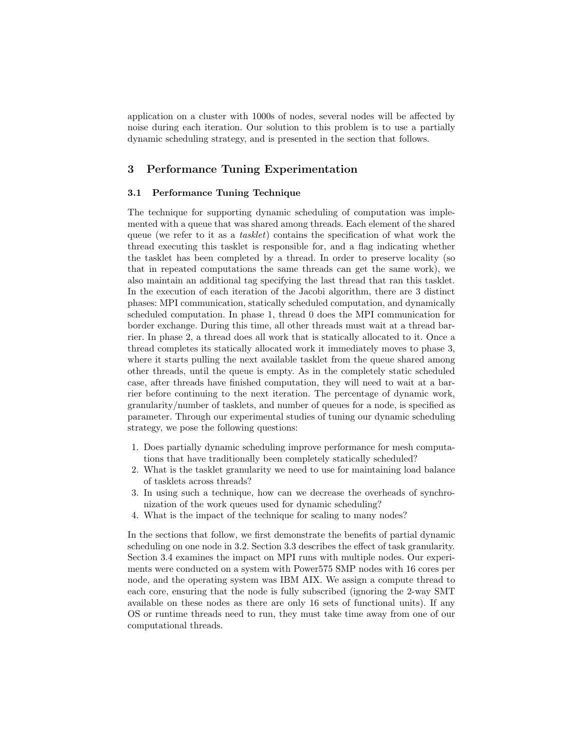application on a cluster with 1000s of nodes, several nodes will be affected by noise during each iteration. Our solution to this problem is to use a partially dynamic scheduling strategy, and is presented in the section that follows.

## 3 Performance Tuning Experimentation

### 3.1 Performance Tuning Technique

The technique for supporting dynamic scheduling of computation was implemented with a queue that was shared among threads. Each element of the shared queue (we refer to it as a *tasklet*) contains the specification of what work the thread executing this tasklet is responsible for, and a flag indicating whether the tasklet has been completed by a thread. In order to preserve locality (so that in repeated computations the same threads can get the same work), we also maintain an additional tag specifying the last thread that ran this tasklet. In the execution of each iteration of the Jacobi algorithm, there are 3 distinct phases: MPI communication, statically scheduled computation, and dynamically scheduled computation. In phase 1, thread 0 does the MPI communication for border exchange. During this time, all other threads must wait at a thread barrier. In phase 2, a thread does all work that is statically allocated to it. Once a thread completes its statically allocated work it immediately moves to phase 3, where it starts pulling the next available tasklet from the queue shared among other threads, until the queue is empty. As in the completely static scheduled case, after threads have finished computation, they will need to wait at a barrier before continuing to the next iteration. The percentage of dynamic work, granularity/number of tasklets, and number of queues for a node, is specified as parameter. Through our experimental studies of tuning our dynamic scheduling strategy, we pose the following questions:

1. Does partially dynamic scheduling improve performance for mesh computations that have traditionally been completely statically scheduled?
2. What is the tasklet granularity we need to use for maintaining load balance of tasklets across threads?
3. In using such a technique, how can we decrease the overheads of synchronization of the work queues used for dynamic scheduling?
4. What is the impact of the technique for scaling to many nodes?

In the sections that follow, we first demonstrate the benefits of partial dynamic scheduling on one node in 3.2. Section 3.3 describes the effect of task granularity. Section 3.4 examines the impact on MPI runs with multiple nodes. Our experiments were conducted on a system with Power575 SMP nodes with 16 cores per node, and the operating system was IBM AIX. We assign a compute thread to each core, ensuring that the node is fully subscribed (ignoring the 2-way SMT available on these nodes as there are only 16 sets of functional units). If any OS or runtime threads need to run, they must take time away from one of our computational threads.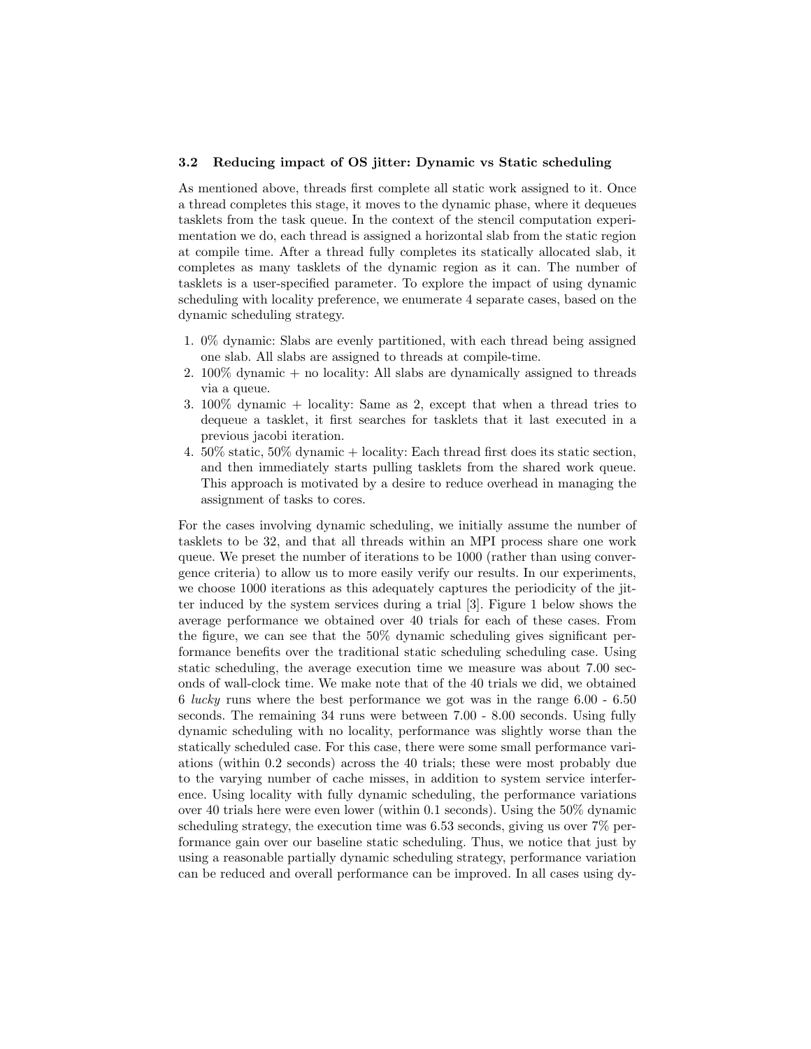### 3.2 Reducing impact of OS jitter: Dynamic vs Static scheduling

As mentioned above, threads first complete all static work assigned to it. Once a thread completes this stage, it moves to the dynamic phase, where it dequeues tasklets from the task queue. In the context of the stencil computation experimentation we do, each thread is assigned a horizontal slab from the static region at compile time. After a thread fully completes its statically allocated slab, it completes as many tasklets of the dynamic region as it can. The number of tasklets is a user-specified parameter. To explore the impact of using dynamic scheduling with locality preference, we enumerate 4 separate cases, based on the dynamic scheduling strategy.

1. 0% dynamic: Slabs are evenly partitioned, with each thread being assigned one slab. All slabs are assigned to threads at compile-time.
2. 100% dynamic + no locality: All slabs are dynamically assigned to threads via a queue.
3. 100% dynamic + locality: Same as 2, except that when a thread tries to dequeue a tasklet, it first searches for tasklets that it last executed in a previous jacobi iteration.
4. 50% static, 50% dynamic + locality: Each thread first does its static section, and then immediately starts pulling tasklets from the shared work queue. This approach is motivated by a desire to reduce overhead in managing the assignment of tasks to cores.

For the cases involving dynamic scheduling, we initially assume the number of tasklets to be 32, and that all threads within an MPI process share one work queue. We preset the number of iterations to be 1000 (rather than using convergence criteria) to allow us to more easily verify our results. In our experiments, we choose 1000 iterations as this adequately captures the periodicity of the jitter induced by the system services during a trial [3]. Figure 1 below shows the average performance we obtained over 40 trials for each of these cases. From the figure, we can see that the 50% dynamic scheduling gives significant performance benefits over the traditional static scheduling scheduling case. Using static scheduling, the average execution time we measure was about 7.00 seconds of wall-clock time. We make note that of the 40 trials we did, we obtained 6 *lucky* runs where the best performance we got was in the range 6.00 - 6.50 seconds. The remaining 34 runs were between 7.00 - 8.00 seconds. Using fully dynamic scheduling with no locality, performance was slightly worse than the statically scheduled case. For this case, there were some small performance variations (within 0.2 seconds) across the 40 trials; these were most probably due to the varying number of cache misses, in addition to system service interference. Using locality with fully dynamic scheduling, the performance variations over 40 trials here were even lower (within 0.1 seconds). Using the 50% dynamic scheduling strategy, the execution time was 6.53 seconds, giving us over 7% performance gain over our baseline static scheduling. Thus, we notice that just by using a reasonable partially dynamic scheduling strategy, performance variation can be reduced and overall performance can be improved. In all cases using dy-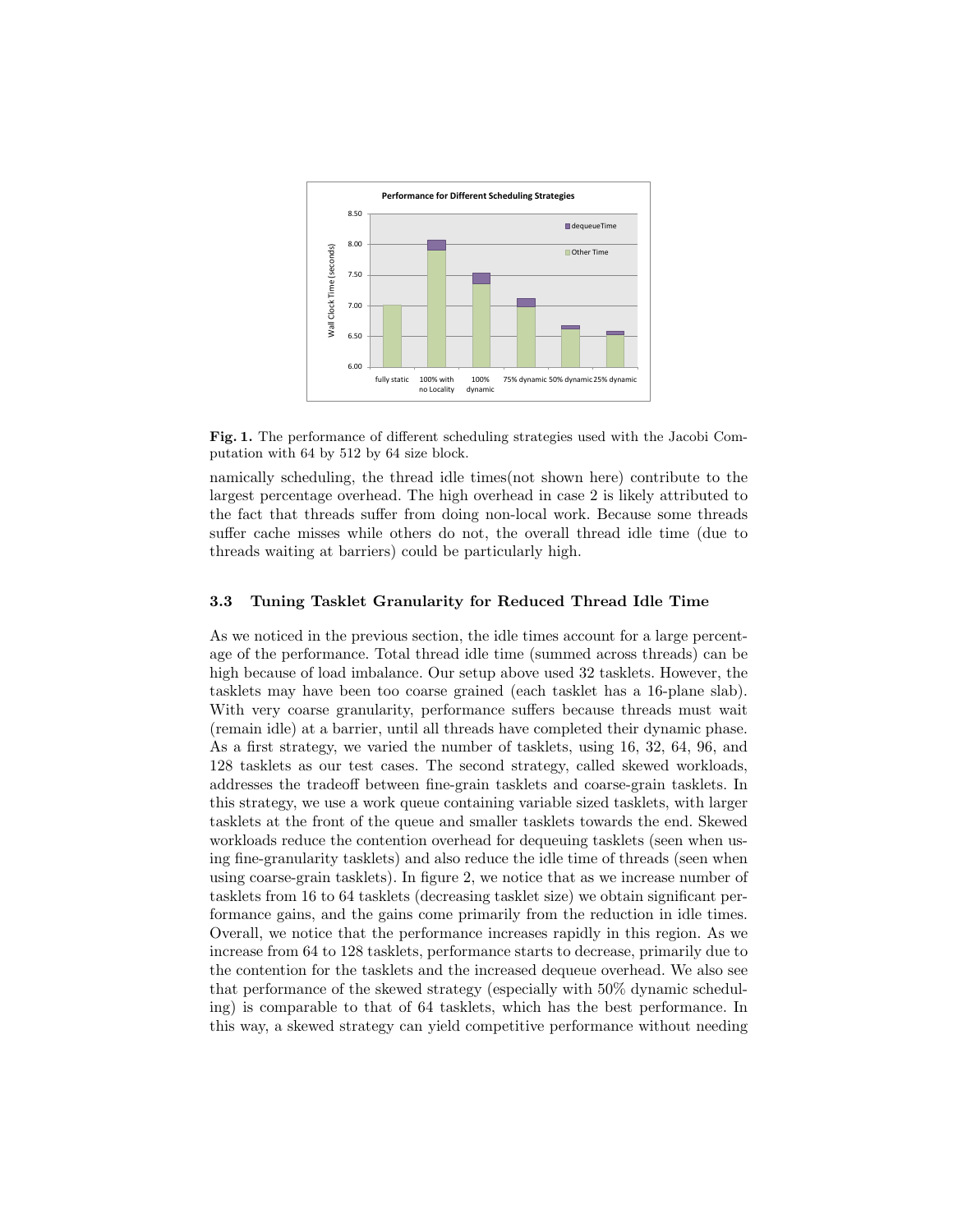**Fig. 1.** The performance of different scheduling strategies used with the Jacobi Computation with 64 by 512 by 64 size block.

namically scheduling, the thread idle times(not shown here) contribute to the largest percentage overhead. The high overhead in case 2 is likely attributed to the fact that threads suffer from doing non-local work. Because some threads suffer cache misses while others do not, the overall thread idle time (due to threads waiting at barriers) could be particularly high.

### 3.3 Tuning Tasklet Granularity for Reduced Thread Idle Time

As we noticed in the previous section, the idle times account for a large percentage of the performance. Total thread idle time (summed across threads) can be high because of load imbalance. Our setup above used 32 tasklets. However, the tasklets may have been too coarse grained (each tasklet has a 16-plane slab). With very coarse granularity, performance suffers because threads must wait (remain idle) at a barrier, until all threads have completed their dynamic phase. As a first strategy, we varied the number of tasklets, using 16, 32, 64, 96, and 128 tasklets as our test cases. The second strategy, called skewed workloads, addresses the tradeoff between fine-grain tasklets and coarse-grain tasklets. In this strategy, we use a work queue containing variable sized tasklets, with larger tasklets at the front of the queue and smaller tasklets towards the end. Skewed workloads reduce the contention overhead for dequeuing tasklets (seen when using fine-granularity tasklets) and also reduce the idle time of threads (seen when using coarse-grain tasklets). In figure 2, we notice that as we increase number of tasklets from 16 to 64 tasklets (decreasing tasklet size) we obtain significant performance gains, and the gains come primarily from the reduction in idle times. Overall, we notice that the performance increases rapidly in this region. As we increase from 64 to 128 tasklets, performance starts to decrease, primarily due to the contention for the tasklets and the increased dequeue overhead. We also see that performance of the skewed strategy (especially with 50% dynamic scheduling) is comparable to that of 64 tasklets, which has the best performance. In this way, a skewed strategy can yield competitive performance without needing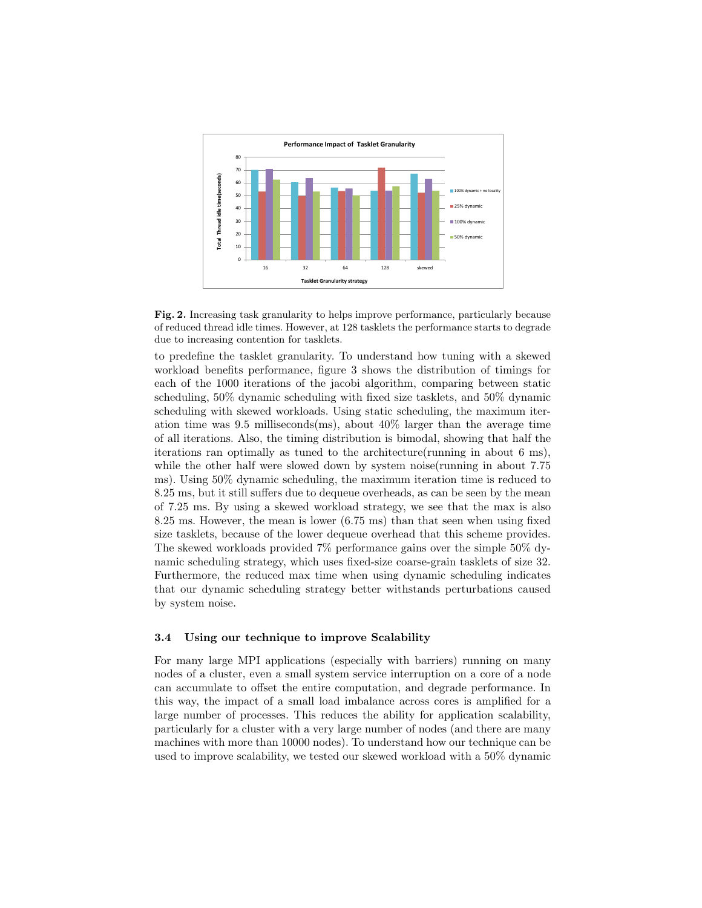**Fig. 2.** Increasing task granularity to helps improve performance, particularly because of reduced thread idle times. However, at 128 tasklets the performance starts to degrade due to increasing contention for tasklets.

to predefine the tasklet granularity. To understand how tuning with a skewed workload benefits performance, figure 3 shows the distribution of timings for each of the 1000 iterations of the jacobi algorithm, comparing between static scheduling, 50% dynamic scheduling with fixed size tasklets, and 50% dynamic scheduling with skewed workloads. Using static scheduling, the maximum iteration time was 9.5 milliseconds(ms), about 40% larger than the average time of all iterations. Also, the timing distribution is bimodal, showing that half the iterations ran optimally as tuned to the architecture(running in about 6 ms), while the other half were slowed down by system noise(running in about 7.75 ms). Using 50% dynamic scheduling, the maximum iteration time is reduced to 8.25 ms, but it still suffers due to dequeue overheads, as can be seen by the mean of 7.25 ms. By using a skewed workload strategy, we see that the max is also 8.25 ms. However, the mean is lower (6.75 ms) than that seen when using fixed size tasklets, because of the lower dequeue overhead that this scheme provides. The skewed workloads provided 7% performance gains over the simple 50% dynamic scheduling strategy, which uses fixed-size coarse-grain tasklets of size 32. Furthermore, the reduced max time when using dynamic scheduling indicates that our dynamic scheduling strategy better withstands perturbations caused by system noise.

### 3.4 Using our technique to improve Scalability

For many large MPI applications (especially with barriers) running on many nodes of a cluster, even a small system service interruption on a core of a node can accumulate to offset the entire computation, and degrade performance. In this way, the impact of a small load imbalance across cores is amplified for a large number of processes. This reduces the ability for application scalability, particularly for a cluster with a very large number of nodes (and there are many machines with more than 10000 nodes). To understand how our technique can be used to improve scalability, we tested our skewed workload with a 50% dynamic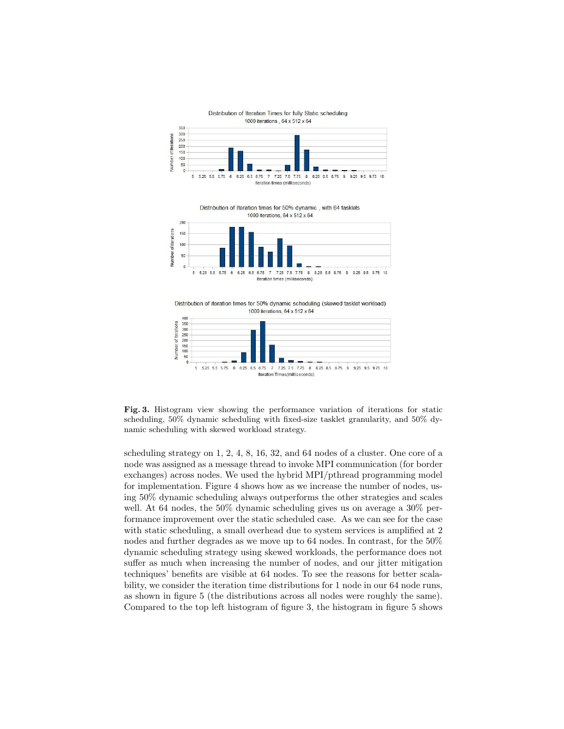**Fig. 3.** Histogram view showing the performance variation of iterations for static scheduling, 50% dynamic scheduling with fixed-size tasklet granularity, and 50% dynamic scheduling with skewed workload strategy.

scheduling strategy on 1, 2, 4, 8, 16, 32, and 64 nodes of a cluster. One core of a node was assigned as a message thread to invoke MPI communication (for border exchanges) across nodes. We used the hybrid MPI/pthread programming model for implementation. Figure 4 shows how as we increase the number of nodes, using 50% dynamic scheduling always outperforms the other strategies and scales well. At 64 nodes, the 50% dynamic scheduling gives us on average a 30% performance improvement over the static scheduled case. As we can see for the case with static scheduling, a small overhead due to system services is amplified at 2 nodes and further degrades as we move up to 64 nodes. In contrast, for the 50% dynamic scheduling strategy using skewed workloads, the performance does not suffer as much when increasing the number of nodes, and our jitter mitigation techniques' benefits are visible at 64 nodes. To see the reasons for better scalability, we consider the iteration time distributions for 1 node in our 64 node runs, as shown in figure 5 (the distributions across all nodes were roughly the same). Compared to the top left histogram of figure 3, the histogram in figure 5 shows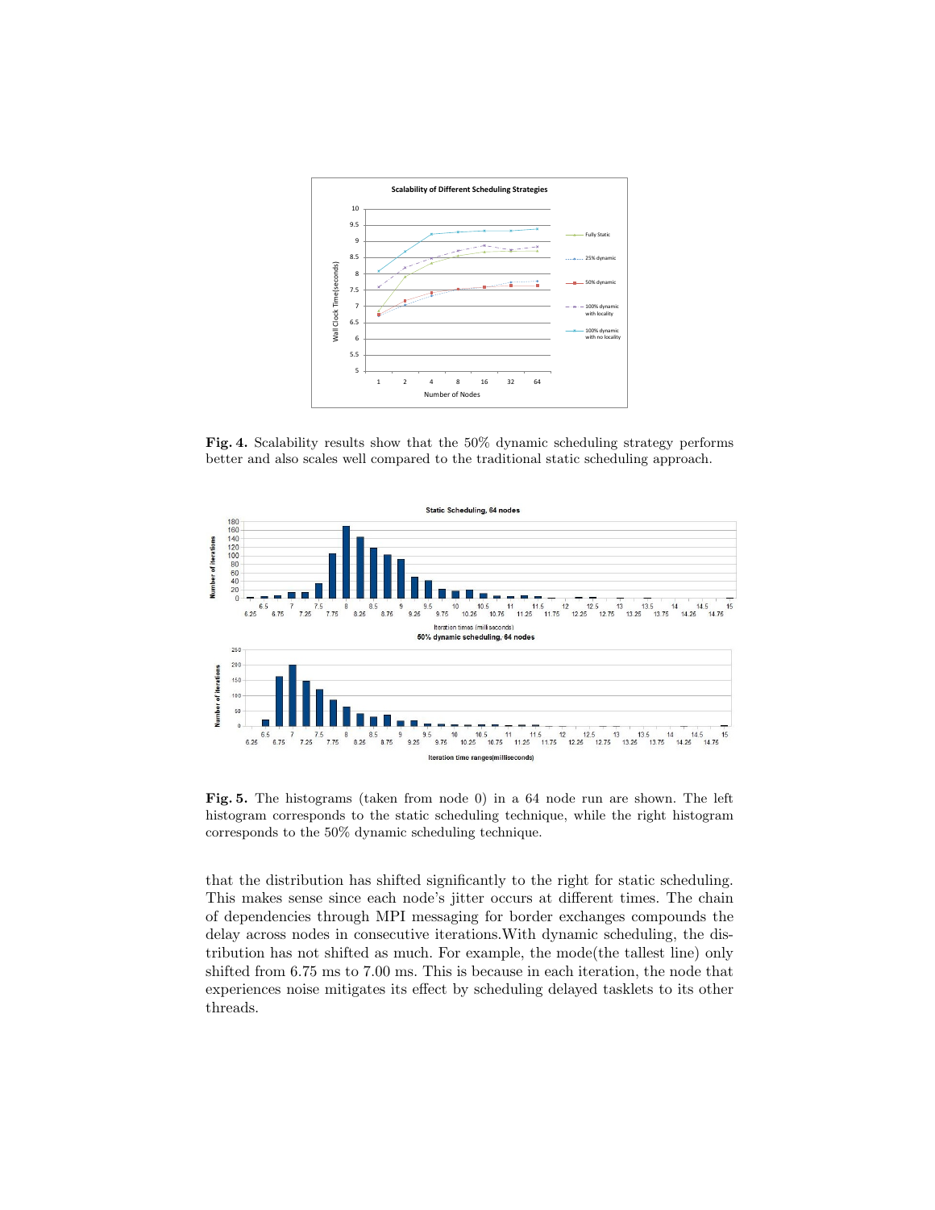**Fig. 4.** Scalability results show that the 50% dynamic scheduling strategy performs better and also scales well compared to the traditional static scheduling approach.

**Fig. 5.** The histograms (taken from node 0) in a 64 node run are shown. The left histogram corresponds to the static scheduling technique, while the right histogram corresponds to the 50% dynamic scheduling technique.

that the distribution has shifted significantly to the right for static scheduling. This makes sense since each node's jitter occurs at different times. The chain of dependencies through MPI messaging for border exchanges compounds the delay across nodes in consecutive iterations.With dynamic scheduling, the distribution has not shifted as much. For example, the mode(the tallest line) only shifted from 6.75 ms to 7.00 ms. This is because in each iteration, the node that experiences noise mitigates its effect by scheduling delayed tasklets to its other threads.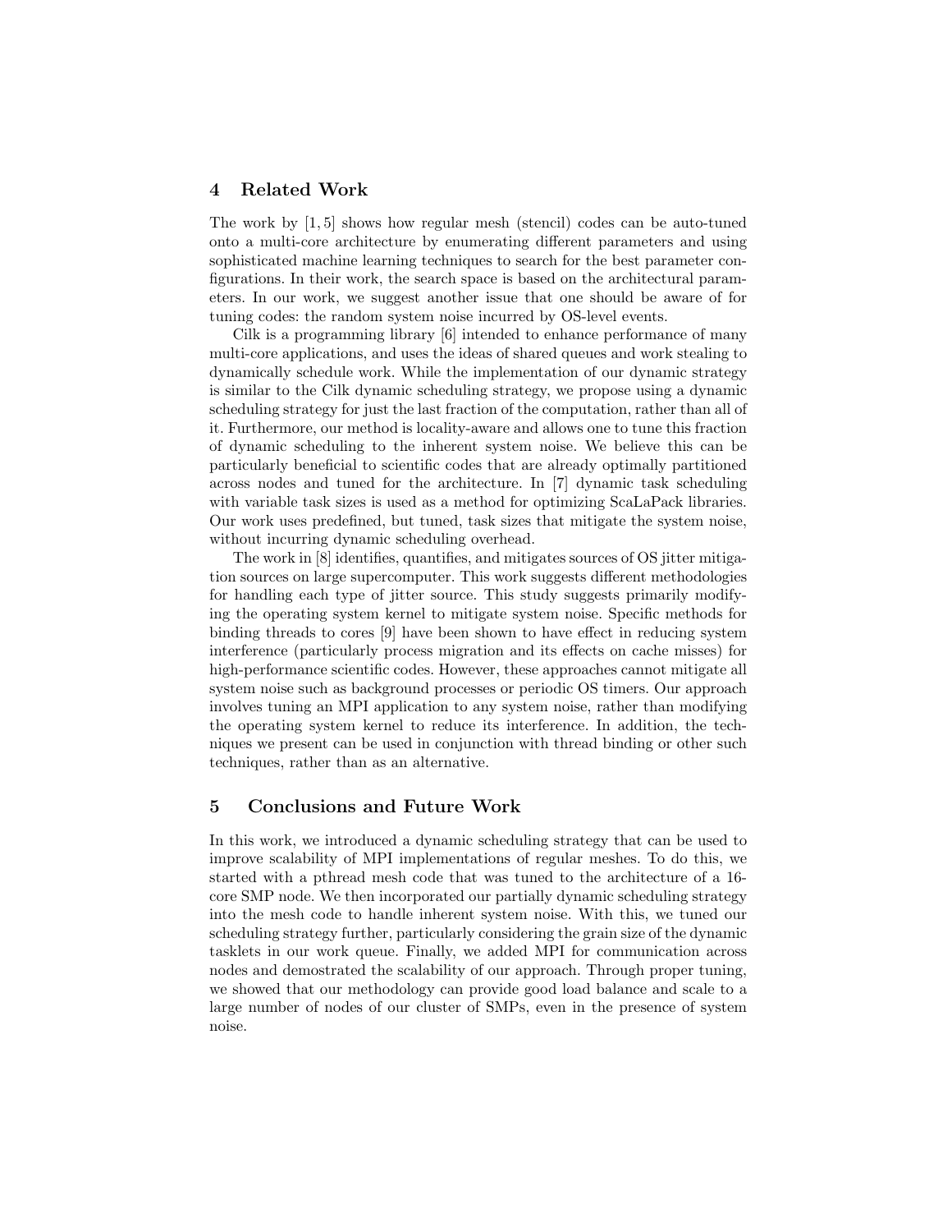## 4 Related Work

The work by [1, 5] shows how regular mesh (stencil) codes can be auto-tuned onto a multi-core architecture by enumerating different parameters and using sophisticated machine learning techniques to search for the best parameter configurations. In their work, the search space is based on the architectural parameters. In our work, we suggest another issue that one should be aware of for tuning codes: the random system noise incurred by OS-level events.

Cilk is a programming library [6] intended to enhance performance of many multi-core applications, and uses the ideas of shared queues and work stealing to dynamically schedule work. While the implementation of our dynamic strategy is similar to the Cilk dynamic scheduling strategy, we propose using a dynamic scheduling strategy for just the last fraction of the computation, rather than all of it. Furthermore, our method is locality-aware and allows one to tune this fraction of dynamic scheduling to the inherent system noise. We believe this can be particularly beneficial to scientific codes that are already optimally partitioned across nodes and tuned for the architecture. In [7] dynamic task scheduling with variable task sizes is used as a method for optimizing ScaLaPack libraries. Our work uses predefined, but tuned, task sizes that mitigate the system noise, without incurring dynamic scheduling overhead.

The work in [8] identifies, quantifies, and mitigates sources of OS jitter mitigation sources on large supercomputer. This work suggests different methodologies for handling each type of jitter source. This study suggests primarily modifying the operating system kernel to mitigate system noise. Specific methods for binding threads to cores [9] have been shown to have effect in reducing system interference (particularly process migration and its effects on cache misses) for high-performance scientific codes. However, these approaches cannot mitigate all system noise such as background processes or periodic OS timers. Our approach involves tuning an MPI application to any system noise, rather than modifying the operating system kernel to reduce its interference. In addition, the techniques we present can be used in conjunction with thread binding or other such techniques, rather than as an alternative.

## 5 Conclusions and Future Work

In this work, we introduced a dynamic scheduling strategy that can be used to improve scalability of MPI implementations of regular meshes. To do this, we started with a pthread mesh code that was tuned to the architecture of a 16-core SMP node. We then incorporated our partially dynamic scheduling strategy into the mesh code to handle inherent system noise. With this, we tuned our scheduling strategy further, particularly considering the grain size of the dynamic tasklets in our work queue. Finally, we added MPI for communication across nodes and demostrated the scalability of our approach. Through proper tuning, we showed that our methodology can provide good load balance and scale to a large number of nodes of our cluster of SMPs, even in the presence of system noise.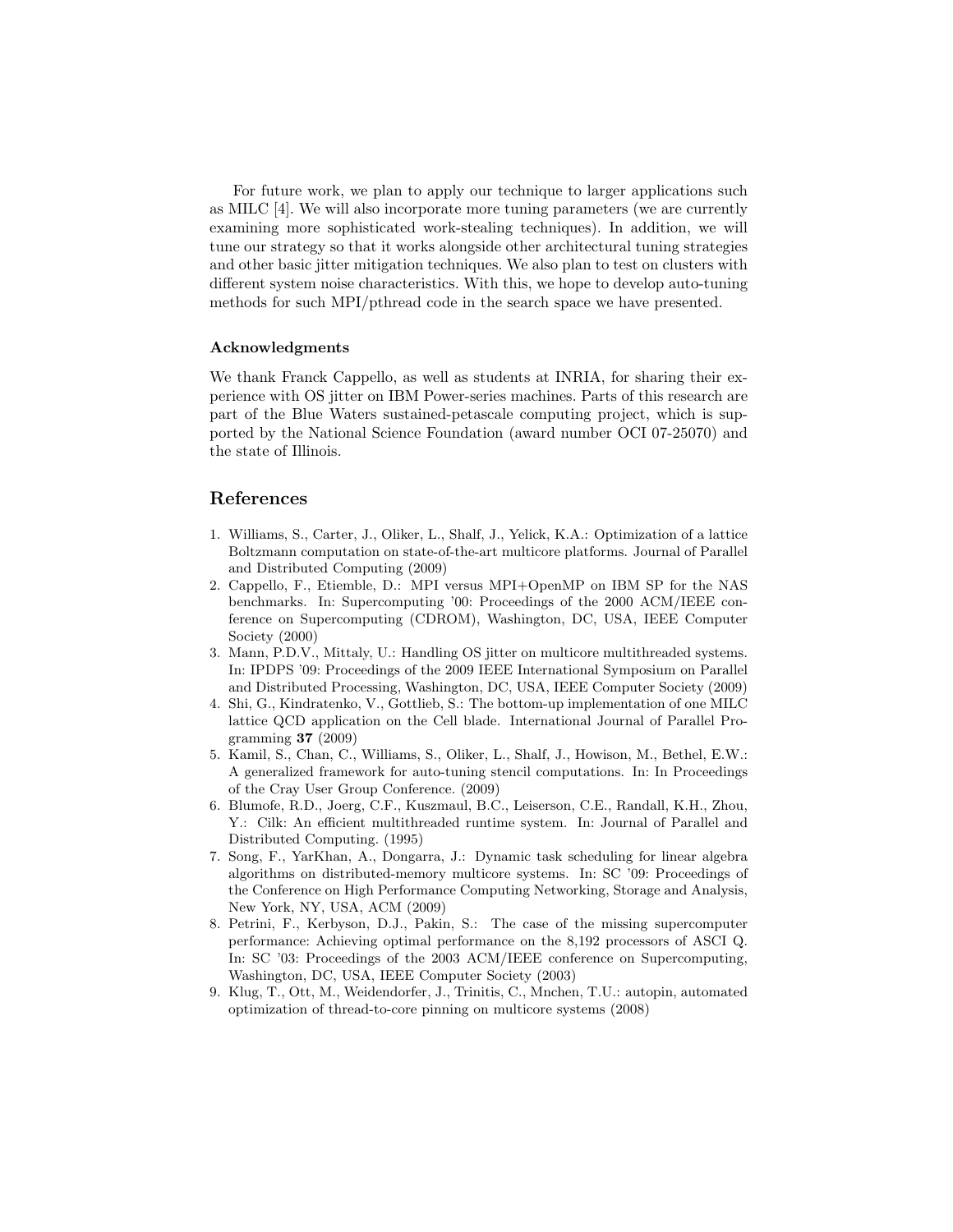For future work, we plan to apply our technique to larger applications such as MILC [4]. We will also incorporate more tuning parameters (we are currently examining more sophisticated work-stealing techniques). In addition, we will tune our strategy so that it works alongside other architectural tuning strategies and other basic jitter mitigation techniques. We also plan to test on clusters with different system noise characteristics. With this, we hope to develop auto-tuning methods for such MPI/pthread code in the search space we have presented.

#### Acknowledgments

We thank Franck Cappello, as well as students at INRIA, for sharing their experience with OS jitter on IBM Power-series machines. Parts of this research are part of the Blue Waters sustained-petascale computing project, which is supported by the National Science Foundation (award number OCI 07-25070) and the state of Illinois.

## References

1. Williams, S., Carter, J., Oliker, L., Shalf, J., Yelick, K.A.: Optimization of a lattice Boltzmann computation on state-of-the-art multicore platforms. Journal of Parallel and Distributed Computing (2009)
2. Cappello, F., Etiemble, D.: MPI versus MPI+OpenMP on IBM SP for the NAS benchmarks. In: Supercomputing '00: Proceedings of the 2000 ACM/IEEE conference on Supercomputing (CDROM), Washington, DC, USA, IEEE Computer Society (2000)
3. Mann, P.D.V., Mittaly, U.: Handling OS jitter on multicore multithreaded systems. In: IPDPS '09: Proceedings of the 2009 IEEE International Symposium on Parallel and Distributed Processing, Washington, DC, USA, IEEE Computer Society (2009)
4. Shi, G., Kindratenko, V., Gottlieb, S.: The bottom-up implementation of one MILC lattice QCD application on the Cell blade. International Journal of Parallel Programming **37** (2009)
5. Kamil, S., Chan, C., Williams, S., Oliker, L., Shalf, J., Howison, M., Bethel, E.W.: A generalized framework for auto-tuning stencil computations. In: In Proceedings of the Cray User Group Conference. (2009)
6. Blumofe, R.D., Joerg, C.F., Kuszmaul, B.C., Leiserson, C.E., Randall, K.H., Zhou, Y.: Cilk: An efficient multithreaded runtime system. In: Journal of Parallel and Distributed Computing. (1995)
7. Song, F., YarKhan, A., Dongarra, J.: Dynamic task scheduling for linear algebra algorithms on distributed-memory multicore systems. In: SC '09: Proceedings of the Conference on High Performance Computing Networking, Storage and Analysis, New York, NY, USA, ACM (2009)
8. Petrini, F., Kerbyson, D.J., Pakin, S.: The case of the missing supercomputer performance: Achieving optimal performance on the 8,192 processors of ASCI Q. In: SC '03: Proceedings of the 2003 ACM/IEEE conference on Supercomputing, Washington, DC, USA, IEEE Computer Society (2003)
9. Klug, T., Ott, M., Weidendorfer, J., Trinitis, C., Mnchen, T.U.: autopin, automated optimization of thread-to-core pinning on multicore systems (2008)